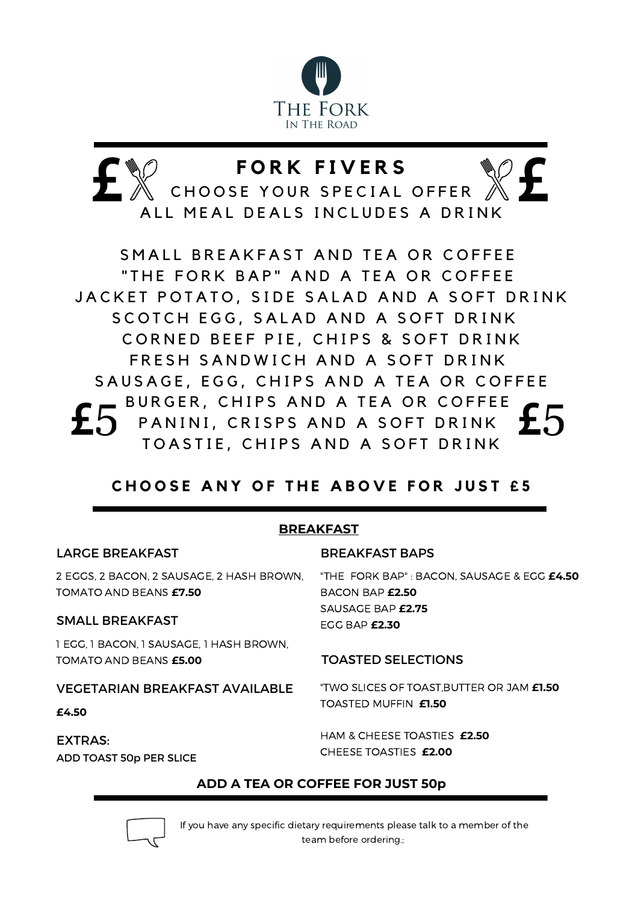# THE FORK
IN THE ROAD

## FORK FIVERS

£ CHOOSE YOUR SPECIAL OFFER £

ALL MEAL DEALS INCLUDES A DRINK

SMALL BREAKFAST AND TEA OR COFFEE
"THE FORK BAP" AND A TEA OR COFFEE
JACKET POTATO, SIDE SALAD AND A SOFT DRINK
SCOTCH EGG, SALAD AND A SOFT DRINK
CORNED BEEF PIE, CHIPS & SOFT DRINK
FRESH SANDWICH AND A SOFT DRINK
SAUSAGE, EGG, CHIPS AND A TEA OR COFFEE
BURGER, CHIPS AND A TEA OR COFFEE
PANINI, CRISPS AND A SOFT DRINK
TOASTIE, CHIPS AND A SOFT DRINK

£5 £5

**CHOOSE ANY OF THE ABOVE FOR JUST £5**

## BREAKFAST

### LARGE BREAKFAST

2 EGGS, 2 BACON, 2 SAUSAGE, 2 HASH BROWN, TOMATO AND BEANS **£7.50**

### SMALL BREAKFAST

1 EGG, 1 BACON, 1 SAUSAGE, 1 HASH BROWN, TOMATO AND BEANS **£5.00**

### VEGETARIAN BREAKFAST AVAILABLE

**£4.50**

### EXTRAS:

**ADD TOAST 50p PER SLICE**

### BREAKFAST BAPS

"THE FORK BAP" : BACON, SAUSAGE & EGG **£4.50**
BACON BAP **£2.50**
SAUSAGE BAP **£2.75**
EGG BAP **£2.30**

### TOASTED SELECTIONS

"TWO SLICES OF TOAST,BUTTER OR JAM **£1.50**
TOASTED MUFFIN **£1.50**

HAM & CHEESE TOASTIES **£2.50**
CHEESE TOASTIES **£2.00**

**ADD A TEA OR COFFEE FOR JUST 50p**

If you have any specific dietary requirements please talk to a member of the team before ordering.;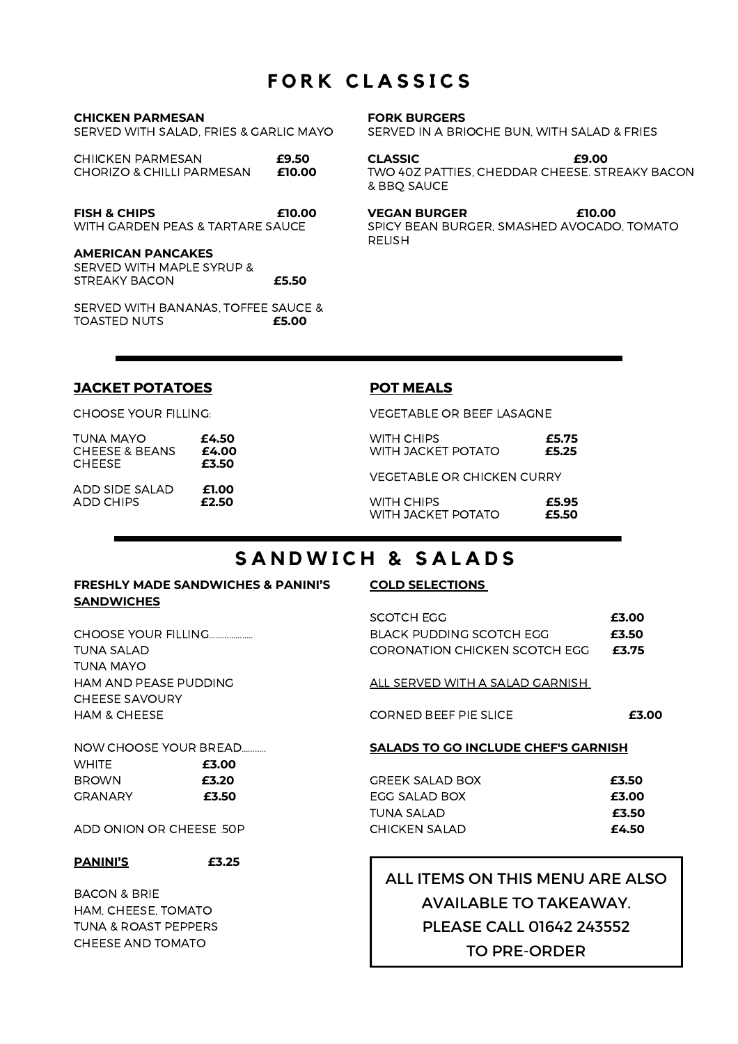# FORK CLASSICS

**CHICKEN PARMESAN**
SERVED WITH SALAD, FRIES & GARLIC MAYO

CHIICKEN PARMESAN **£9.50**
CHORIZO & CHILLI PARMESAN **£10.00**

**FISH & CHIPS** **£10.00**
WITH GARDEN PEAS & TARTARE SAUCE

**AMERICAN PANCAKES**
SERVED WITH MAPLE SYRUP & STREAKY BACON **£5.50**

SERVED WITH BANANAS, TOFFEE SAUCE & TOASTED NUTS **£5.00**

**FORK BURGERS**
SERVED IN A BRIOCHE BUN, WITH SALAD & FRIES

**CLASSIC** **£9.00**
TWO 4OZ PATTIES, CHEDDAR CHEESE. STREAKY BACON & BBQ SAUCE

**VEGAN BURGER** **£10.00**
SPICY BEAN BURGER, SMASHED AVOCADO, TOMATO RELISH

---

## JACKET POTATOES

CHOOSE YOUR FILLING:

| | |
|---|---|
| TUNA MAYO | **£4.50** |
| CHEESE & BEANS | **£4.00** |
| CHEESE | **£3.50** |
| ADD SIDE SALAD | **£1.00** |
| ADD CHIPS | **£2.50** |

## POT MEALS

VEGETABLE OR BEEF LASAGNE

| | |
|---|---|
| WITH CHIPS | **£5.75** |
| WITH JACKET POTATO | **£5.25** |

VEGETABLE OR CHICKEN CURRY

| | |
|---|---|
| WITH CHIPS | **£5.95** |
| WITH JACKET POTATO | **£5.50** |

---

# SANDWICH & SALADS

**FRESHLY MADE SANDWICHES & PANINI'S**

**SANDWICHES**

CHOOSE YOUR FILLING....................
TUNA SALAD
TUNA MAYO
HAM AND PEASE PUDDING
CHEESE SAVOURY
HAM & CHEESE

NOW CHOOSE YOUR BREAD...........

| | |
|---|---|
| WHITE | **£3.00** |
| BROWN | **£3.20** |
| GRANARY | **£3.50** |

ADD ONION OR CHEESE .50P

**PANINI'S** **£3.25**

BACON & BRIE
HAM, CHEESE, TOMATO
TUNA & ROAST PEPPERS
CHEESE AND TOMATO

**COLD SELECTIONS**

| | |
|---|---|
| SCOTCH EGG | **£3.00** |
| BLACK PUDDING SCOTCH EGG | **£3.50** |
| CORONATION CHICKEN SCOTCH EGG | **£3.75** |

ALL SERVED WITH A SALAD GARNISH

CORNED BEEF PIE SLICE **£3.00**

**SALADS TO GO INCLUDE CHEF'S GARNISH**

| | |
|---|---|
| GREEK SALAD BOX | **£3.50** |
| EGG SALAD BOX | **£3.00** |
| TUNA SALAD | **£3.50** |
| CHICKEN SALAD | **£4.50** |

ALL ITEMS ON THIS MENU ARE ALSO AVAILABLE TO TAKEAWAY.
PLEASE CALL 01642 243552
TO PRE-ORDER